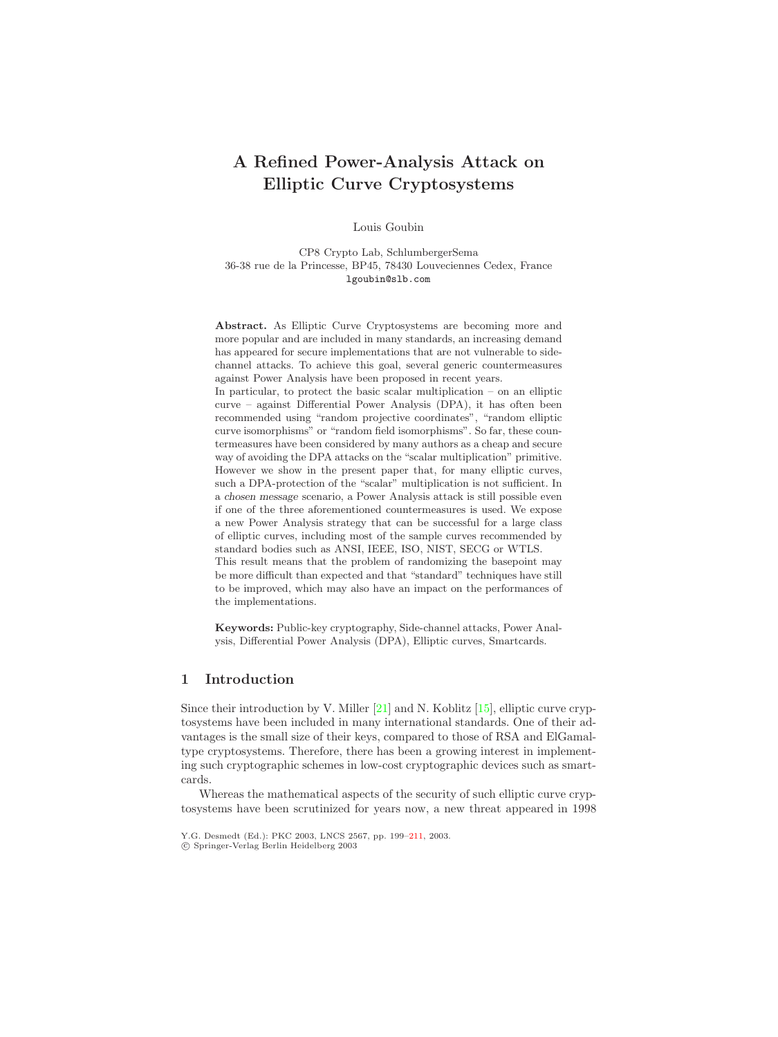# A Refined Power-Analysis Attack on Elliptic Curve Cryptosystems

Louis Goubin

CP8 Crypto Lab, SchlumbergerSema
36-38 rue de la Princesse, BP45, 78430 Louveciennes Cedex, France
lgoubin@slb.com

**Abstract.** As Elliptic Curve Cryptosystems are becoming more and more popular and are included in many standards, an increasing demand has appeared for secure implementations that are not vulnerable to side-channel attacks. To achieve this goal, several generic countermeasures against Power Analysis have been proposed in recent years.
In particular, to protect the basic scalar multiplication – on an elliptic curve – against Differential Power Analysis (DPA), it has often been recommended using "random projective coordinates", "random elliptic curve isomorphisms" or "random field isomorphisms". So far, these countermeasures have been considered by many authors as a cheap and secure way of avoiding the DPA attacks on the "scalar multiplication" primitive. However we show in the present paper that, for many elliptic curves, such a DPA-protection of the "scalar" multiplication is not sufficient. In a *chosen message* scenario, a Power Analysis attack is still possible even if one of the three aforementioned countermeasures is used. We expose a new Power Analysis strategy that can be successful for a large class of elliptic curves, including most of the sample curves recommended by standard bodies such as ANSI, IEEE, ISO, NIST, SECG or WTLS.
This result means that the problem of randomizing the basepoint may be more difficult than expected and that "standard" techniques have still to be improved, which may also have an impact on the performances of the implementations.

**Keywords:** Public-key cryptography, Side-channel attacks, Power Analysis, Differential Power Analysis (DPA), Elliptic curves, Smartcards.

## 1 Introduction

Since their introduction by V. Miller [21] and N. Koblitz [15], elliptic curve cryptosystems have been included in many international standards. One of their advantages is the small size of their keys, compared to those of RSA and ElGamal-type cryptosystems. Therefore, there has been a growing interest in implementing such cryptographic schemes in low-cost cryptographic devices such as smartcards.

Whereas the mathematical aspects of the security of such elliptic curve cryptosystems have been scrutinized for years now, a new threat appeared in 1998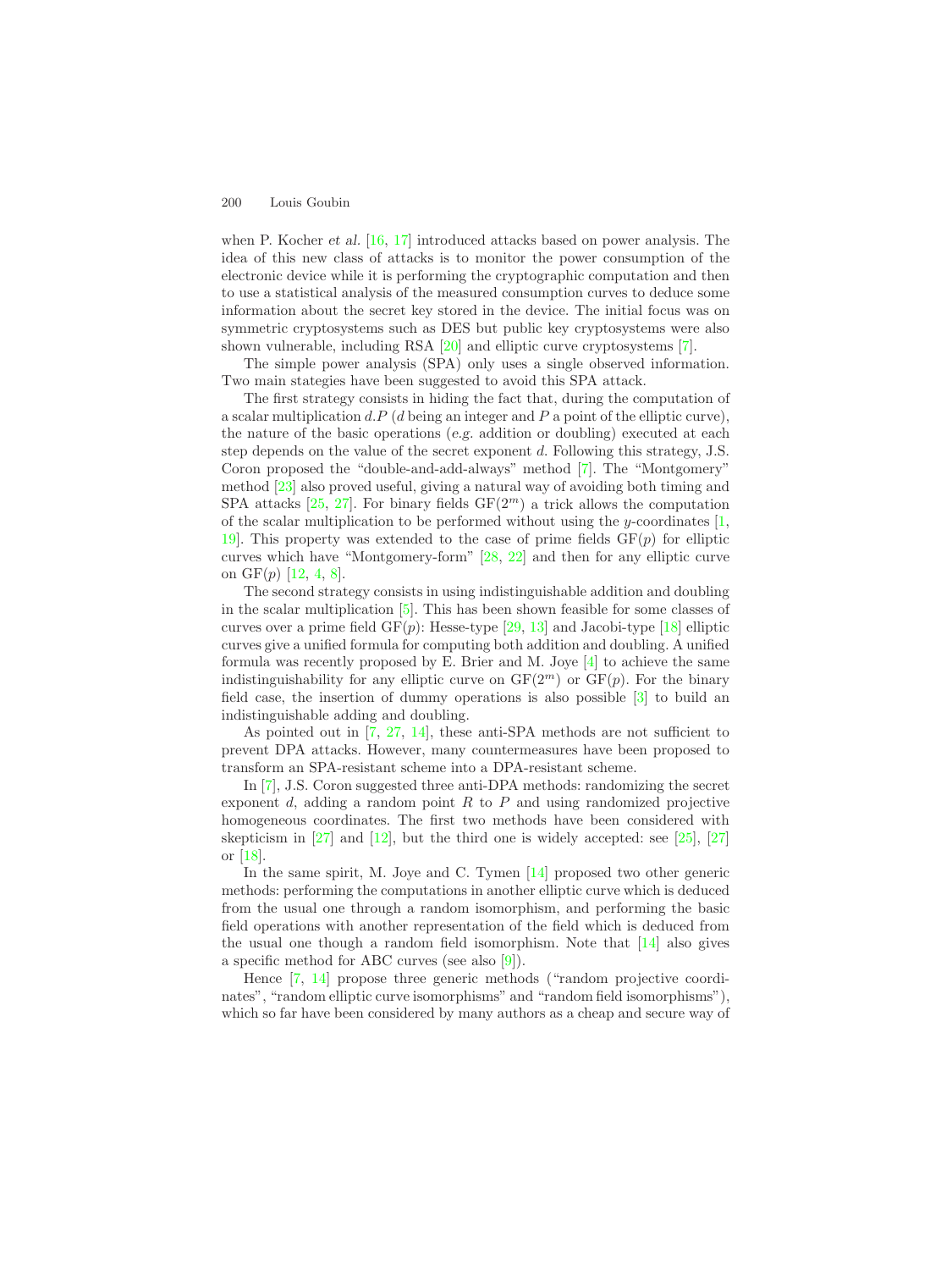when P. Kocher *et al.* [16, 17] introduced attacks based on power analysis. The idea of this new class of attacks is to monitor the power consumption of the electronic device while it is performing the cryptographic computation and then to use a statistical analysis of the measured consumption curves to deduce some information about the secret key stored in the device. The initial focus was on symmetric cryptosystems such as DES but public key cryptosystems were also shown vulnerable, including RSA [20] and elliptic curve cryptosystems [7].

The simple power analysis (SPA) only uses a single observed information. Two main stategies have been suggested to avoid this SPA attack.

The first strategy consists in hiding the fact that, during the computation of a scalar multiplication $d.P$ ($d$ being an integer and $P$ a point of the elliptic curve), the nature of the basic operations (*e.g.* addition or doubling) executed at each step depends on the value of the secret exponent $d$. Following this strategy, J.S. Coron proposed the "double-and-add-always" method [7]. The "Montgomery" method [23] also proved useful, giving a natural way of avoiding both timing and SPA attacks [25, 27]. For binary fields $\mathrm{GF}(2^m)$ a trick allows the computation of the scalar multiplication to be performed without using the $y$-coordinates [1, 19]. This property was extended to the case of prime fields $\mathrm{GF}(p)$ for elliptic curves which have "Montgomery-form" [28, 22] and then for any elliptic curve on $\mathrm{GF}(p)$ [12, 4, 8].

The second strategy consists in using indistinguishable addition and doubling in the scalar multiplication [5]. This has been shown feasible for some classes of curves over a prime field $\mathrm{GF}(p)$: Hesse-type [29, 13] and Jacobi-type [18] elliptic curves give a unified formula for computing both addition and doubling. A unified formula was recently proposed by E. Brier and M. Joye [4] to achieve the same indistinguishability for any elliptic curve on $\mathrm{GF}(2^m)$ or $\mathrm{GF}(p)$. For the binary field case, the insertion of dummy operations is also possible [3] to build an indistinguishable adding and doubling.

As pointed out in [7, 27, 14], these anti-SPA methods are not sufficient to prevent DPA attacks. However, many countermeasures have been proposed to transform an SPA-resistant scheme into a DPA-resistant scheme.

In [7], J.S. Coron suggested three anti-DPA methods: randomizing the secret exponent $d$, adding a random point $R$ to $P$ and using randomized projective homogeneous coordinates. The first two methods have been considered with skepticism in [27] and [12], but the third one is widely accepted: see [25], [27] or [18].

In the same spirit, M. Joye and C. Tymen [14] proposed two other generic methods: performing the computations in another elliptic curve which is deduced from the usual one through a random isomorphism, and performing the basic field operations with another representation of the field which is deduced from the usual one though a random field isomorphism. Note that [14] also gives a specific method for ABC curves (see also [9]).

Hence [7, 14] propose three generic methods ("random projective coordinates", "random elliptic curve isomorphisms" and "random field isomorphisms"), which so far have been considered by many authors as a cheap and secure way of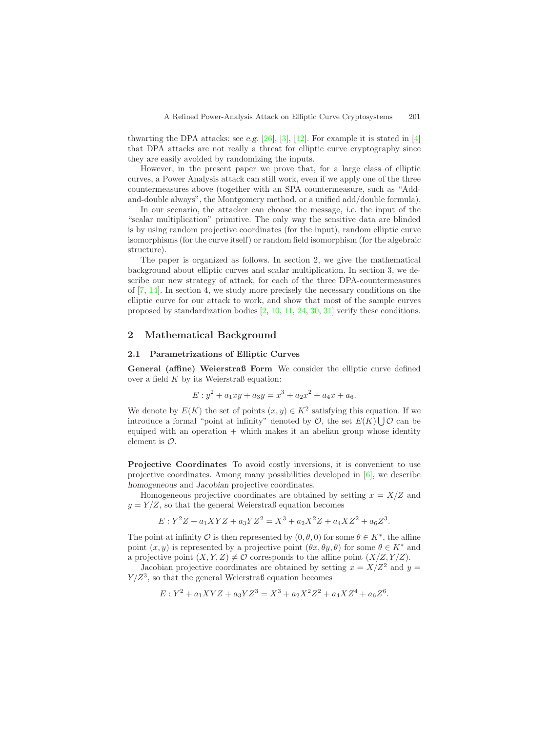thwarting the DPA attacks: see *e.g.* [26], [3], [12]. For example it is stated in [4] that DPA attacks are not really a threat for elliptic curve cryptography since they are easily avoided by randomizing the inputs.

However, in the present paper we prove that, for a large class of elliptic curves, a Power Analysis attack can still work, even if we apply one of the three countermeasures above (together with an SPA countermeasure, such as "Add-and-double always", the Montgomery method, or a unified add/double formula).

In our scenario, the attacker can choose the message, *i.e.* the input of the "scalar multiplication" primitive. The only way the sensitive data are blinded is by using random projective coordinates (for the input), random elliptic curve isomorphisms (for the curve itself) or random field isomorphism (for the algebraic structure).

The paper is organized as follows. In section 2, we give the mathematical background about elliptic curves and scalar multiplication. In section 3, we describe our new strategy of attack, for each of the three DPA-countermeasures of [7, 14]. In section 4, we study more precisely the necessary conditions on the elliptic curve for our attack to work, and show that most of the sample curves proposed by standardization bodies [2, 10, 11, 24, 30, 31] verify these conditions.

## 2 Mathematical Background

### 2.1 Parametrizations of Elliptic Curves

**General (affine) Weierstraß Form** We consider the elliptic curve defined over a field $K$ by its Weierstraß equation:

$$E : y^2 + a_1xy + a_3y = x^3 + a_2x^2 + a_4x + a_6.$$

We denote by $E(K)$ the set of points $(x, y) \in K^2$ satisfying this equation. If we introduce a formal "point at infinity" denoted by $\mathcal{O}$, the set $E(K) \bigcup \mathcal{O}$ can be equiped with an operation $+$ which makes it an abelian group whose identity element is $\mathcal{O}$.

**Projective Coordinates** To avoid costly inversions, it is convenient to use projective coordinates. Among many possibilities developed in [6], we describe *homogeneous* and *Jacobian* projective coordinates.

Homogeneous projective coordinates are obtained by setting $x = X/Z$ and $y = Y/Z$, so that the general Weierstraß equation becomes

$$E : Y^2Z + a_1XYZ + a_3YZ^2 = X^3 + a_2X^2Z + a_4XZ^2 + a_6Z^3.$$

The point at infinity $\mathcal{O}$ is then represented by $(0, \theta, 0)$ for some $\theta \in K^*$, the affine point $(x, y)$ is represented by a projective point $(\theta x, \theta y, \theta)$ for some $\theta \in K^*$ and a projective point $(X, Y, Z) \neq \mathcal{O}$ corresponds to the affine point $(X/Z, Y/Z)$.

Jacobian projective coordinates are obtained by setting $x = X/Z^2$ and $y = Y/Z^3$, so that the general Weierstraß equation becomes

$$E : Y^2 + a_1XYZ + a_3YZ^3 = X^3 + a_2X^2Z^2 + a_4XZ^4 + a_6Z^6.$$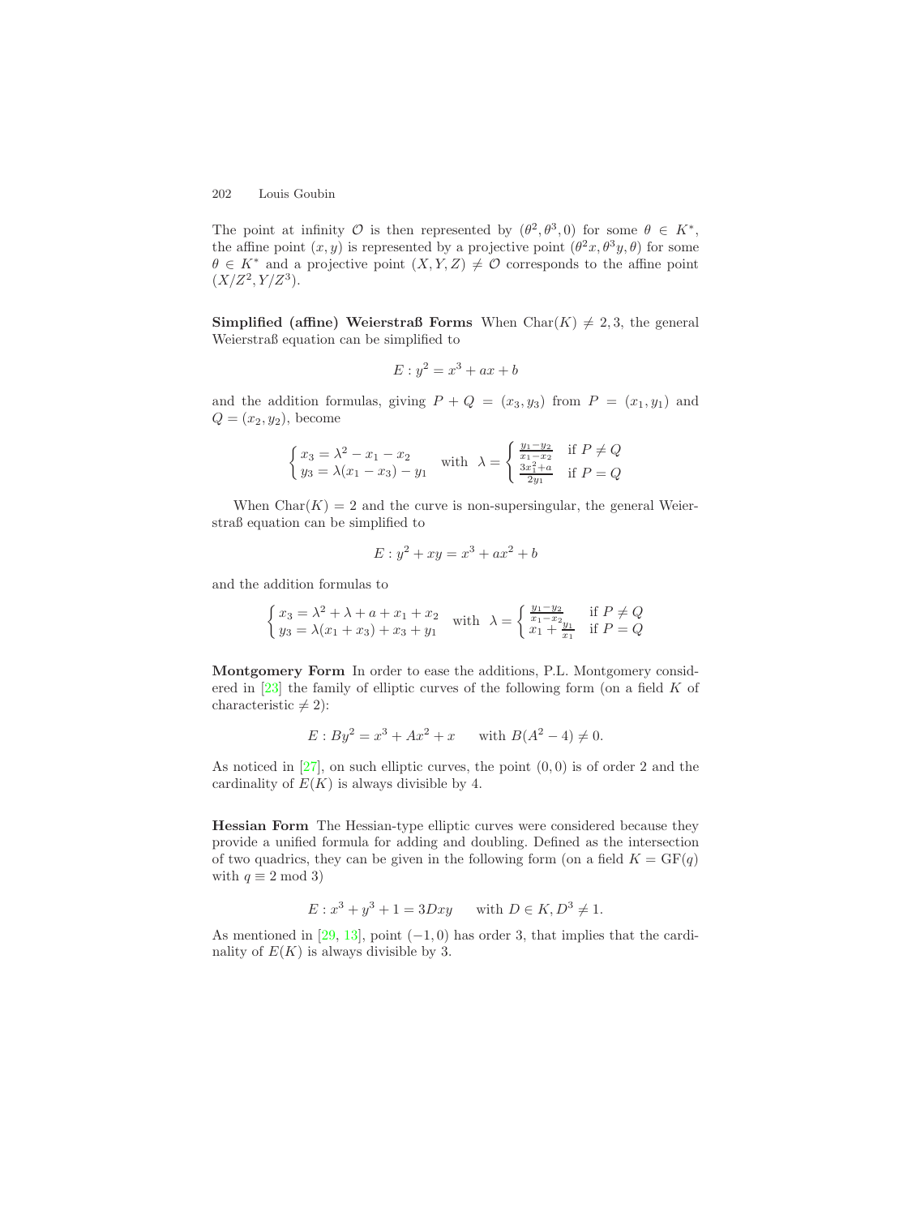The point at infinity $\mathcal{O}$ is then represented by $(\theta^2, \theta^3, 0)$ for some $\theta \in K^*$, the affine point $(x, y)$ is represented by a projective point $(\theta^2 x, \theta^3 y, \theta)$ for some $\theta \in K^*$ and a projective point $(X, Y, Z) \neq \mathcal{O}$ corresponds to the affine point $(X/Z^2, Y/Z^3)$.

**Simplified (affine) Weierstraß Forms** When $\mathrm{Char}(K) \neq 2, 3$, the general Weierstraß equation can be simplified to

$$E : y^2 = x^3 + ax + b$$

and the addition formulas, giving $P + Q = (x_3, y_3)$ from $P = (x_1, y_1)$ and $Q = (x_2, y_2)$, become

$$\begin{cases} x_3 = \lambda^2 - x_1 - x_2 \\ y_3 = \lambda(x_1 - x_3) - y_1 \end{cases} \quad \text{with} \quad \lambda = \begin{cases} \frac{y_1 - y_2}{x_1 - x_2} & \text{if } P \neq Q \\ \frac{3x_1^2 + a}{2y_1} & \text{if } P = Q \end{cases}$$

When $\mathrm{Char}(K) = 2$ and the curve is non-supersingular, the general Weierstraß equation can be simplified to

$$E : y^2 + xy = x^3 + ax^2 + b$$

and the addition formulas to

$$\begin{cases} x_3 = \lambda^2 + \lambda + a + x_1 + x_2 \\ y_3 = \lambda(x_1 + x_3) + x_3 + y_1 \end{cases} \quad \text{with} \quad \lambda = \begin{cases} \frac{y_1 - y_2}{x_1 - x_2} & \text{if } P \neq Q \\ x_1 + \frac{y_1}{x_1} & \text{if } P = Q \end{cases}$$

**Montgomery Form** In order to ease the additions, P.L. Montgomery considered in [23] the family of elliptic curves of the following form (on a field $K$ of characteristic $\neq 2$):

$$E : By^2 = x^3 + Ax^2 + x \qquad \text{with } B(A^2 - 4) \neq 0.$$

As noticed in [27], on such elliptic curves, the point $(0, 0)$ is of order 2 and the cardinality of $E(K)$ is always divisible by 4.

**Hessian Form** The Hessian-type elliptic curves were considered because they provide a unified formula for adding and doubling. Defined as the intersection of two quadrics, they can be given in the following form (on a field $K = \mathrm{GF}(q)$ with $q \equiv 2 \bmod 3$)

$$E : x^3 + y^3 + 1 = 3Dxy \qquad \text{with } D \in K, D^3 \neq 1.$$

As mentioned in [29, 13], point $(-1, 0)$ has order 3, that implies that the cardinality of $E(K)$ is always divisible by 3.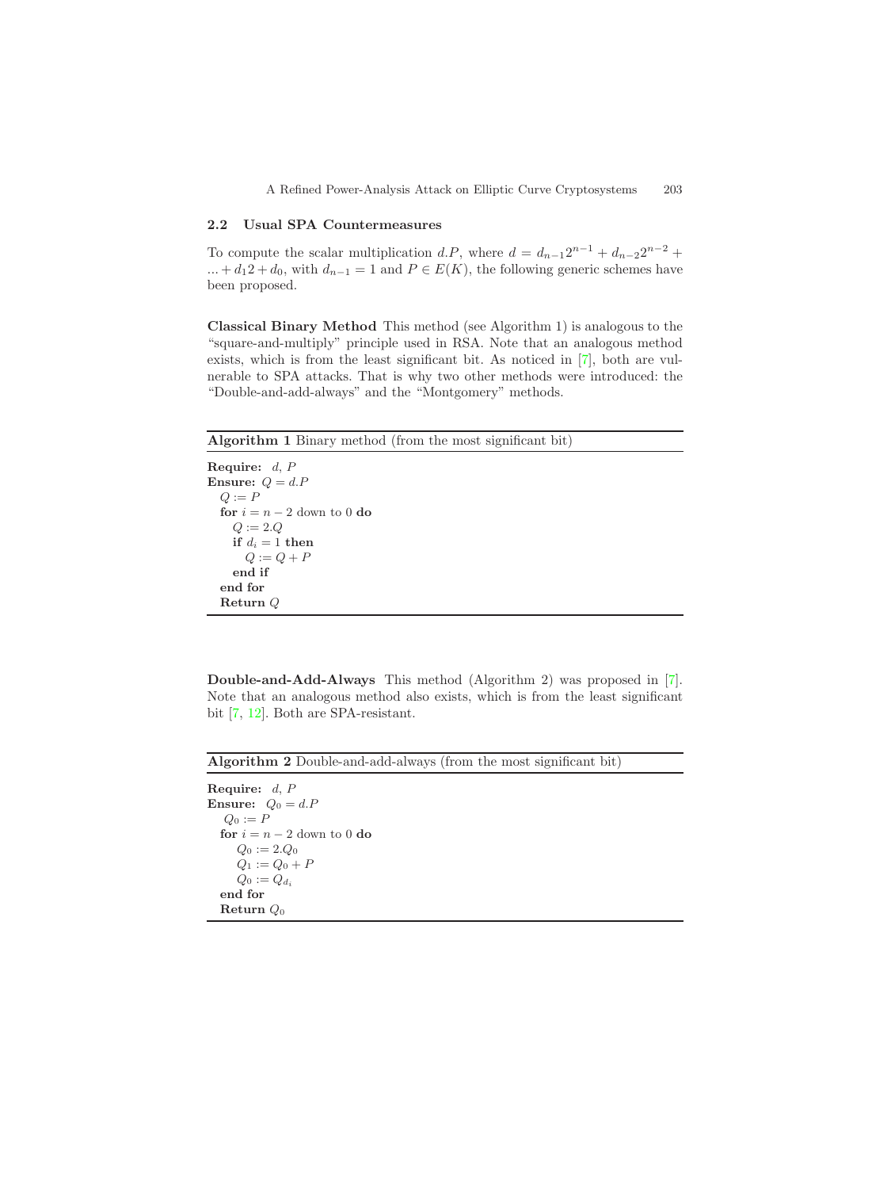### 2.2 Usual SPA Countermeasures

To compute the scalar multiplication $d.P$, where $d = d_{n-1}2^{n-1} + d_{n-2}2^{n-2} + ... + d_1 2 + d_0$, with $d_{n-1} = 1$ and $P \in E(K)$, the following generic schemes have been proposed.

**Classical Binary Method** This method (see Algorithm 1) is analogous to the "square-and-multiply" principle used in RSA. Note that an analogous method exists, which is from the least significant bit. As noticed in [7], both are vulnerable to SPA attacks. That is why two other methods were introduced: the "Double-and-add-always" and the "Montgomery" methods.

**Algorithm 1** Binary method (from the most significant bit)

**Require:** $d$, $P$
**Ensure:** $Q = d.P$
  $Q := P$
  **for** $i = n-2$ down to $0$ **do**
    $Q := 2.Q$
    **if** $d_i = 1$ **then**
      $Q := Q + P$
    **end if**
  **end for**
  **Return** $Q$

**Double-and-Add-Always** This method (Algorithm 2) was proposed in [7]. Note that an analogous method also exists, which is from the least significant bit [7, 12]. Both are SPA-resistant.

**Algorithm 2** Double-and-add-always (from the most significant bit)

**Require:** $d$, $P$
**Ensure:** $Q_0 = d.P$
  $Q_0 := P$
  **for** $i = n-2$ down to $0$ **do**
    $Q_0 := 2.Q_0$
    $Q_1 := Q_0 + P$
    $Q_0 := Q_{d_i}$
  **end for**
  **Return** $Q_0$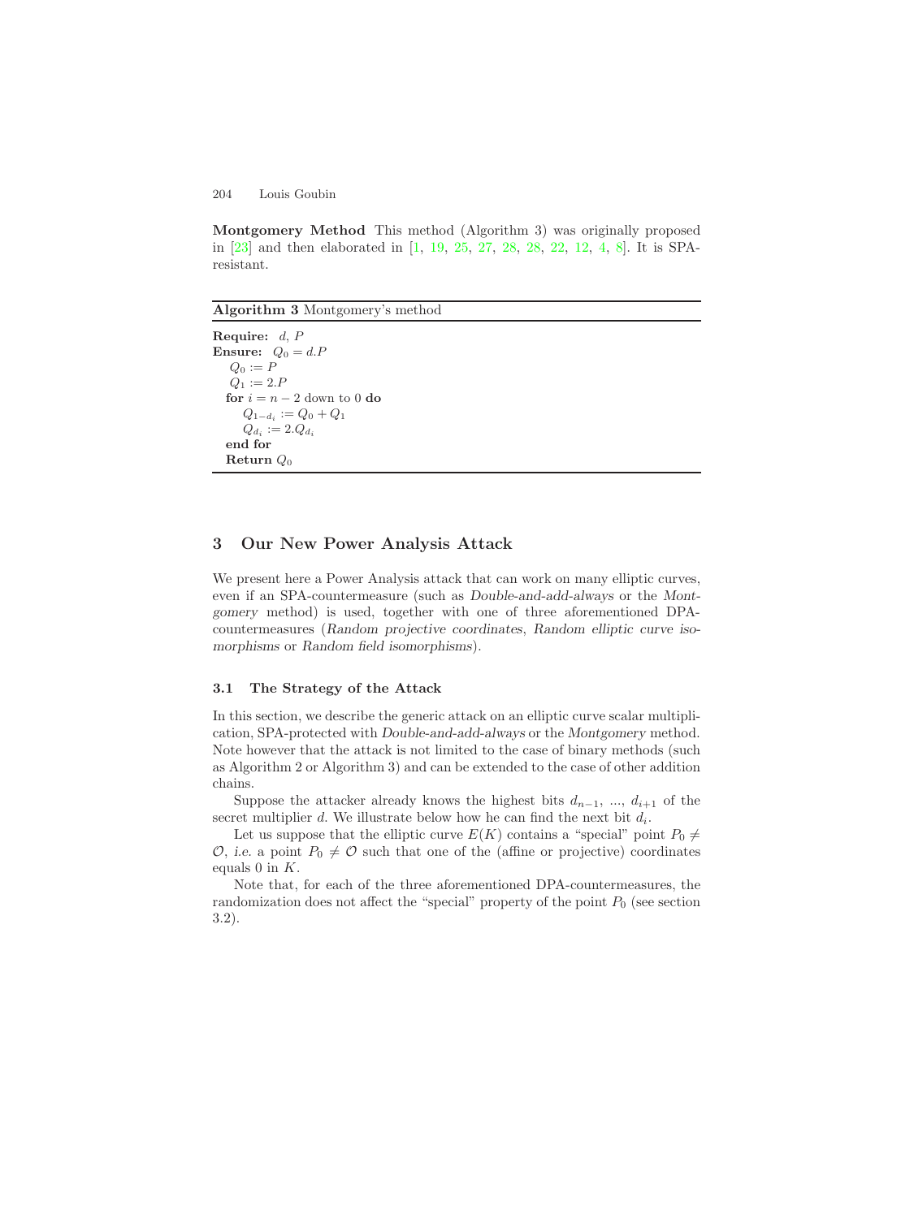**Montgomery Method** This method (Algorithm 3) was originally proposed in [23] and then elaborated in [1, 19, 25, 27, 28, 28, 22, 12, 4, 8]. It is SPA-resistant.

---

**Algorithm 3** Montgomery's method

---

**Require:** $d$, $P$
**Ensure:** $Q_0 = d.P$
  $Q_0 := P$
  $Q_1 := 2.P$
  **for** $i = n - 2$ down to 0 **do**
    $Q_{1-d_i} := Q_0 + Q_1$
    $Q_{d_i} := 2.Q_{d_i}$
  **end for**
  **Return** $Q_0$

---

## 3 Our New Power Analysis Attack

We present here a Power Analysis attack that can work on many elliptic curves, even if an SPA-countermeasure (such as *Double-and-add-always* or the *Montgomery* method) is used, together with one of three aforementioned DPA-countermeasures (*Random projective coordinates*, *Random elliptic curve isomorphisms* or *Random field isomorphisms*).

### 3.1 The Strategy of the Attack

In this section, we describe the generic attack on an elliptic curve scalar multiplication, SPA-protected with *Double-and-add-always* or the *Montgomery* method. Note however that the attack is not limited to the case of binary methods (such as Algorithm 2 or Algorithm 3) and can be extended to the case of other addition chains.

Suppose the attacker already knows the highest bits $d_{n-1}$, ..., $d_{i+1}$ of the secret multiplier $d$. We illustrate below how he can find the next bit $d_i$.

Let us suppose that the elliptic curve $E(K)$ contains a "special" point $P_0 \neq \mathcal{O}$, *i.e.* a point $P_0 \neq \mathcal{O}$ such that one of the (affine or projective) coordinates equals 0 in $K$.

Note that, for each of the three aforementioned DPA-countermeasures, the randomization does not affect the "special" property of the point $P_0$ (see section 3.2).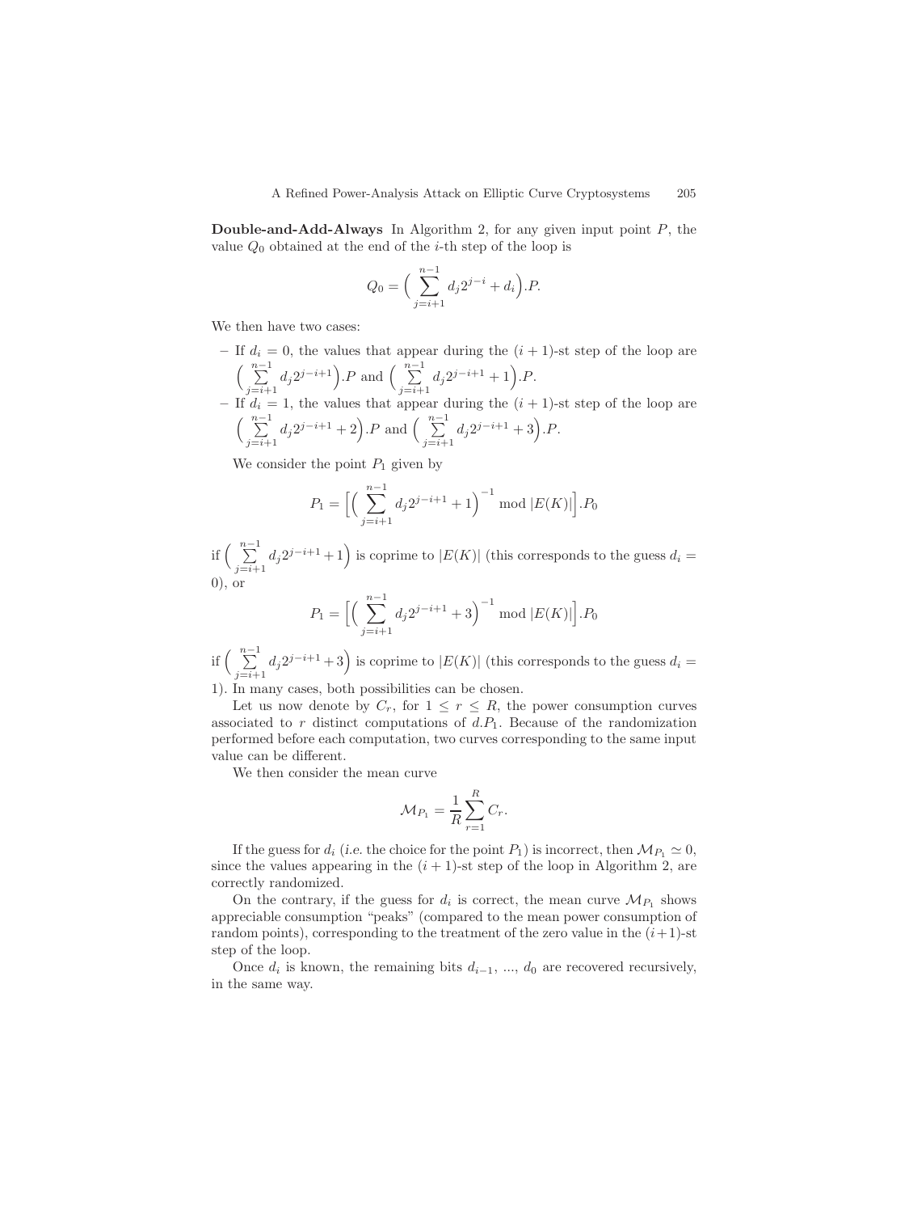**Double-and-Add-Always** In Algorithm 2, for any given input point $P$, the value $Q_0$ obtained at the end of the $i$-th step of the loop is

$$Q_0 = \Big( \sum_{j=i+1}^{n-1} d_j 2^{j-i} + d_i \Big).P.$$

We then have two cases:

- If $d_i = 0$, the values that appear during the $(i+1)$-st step of the loop are $\Big( \sum_{j=i+1}^{n-1} d_j 2^{j-i+1} \Big).P$ and $\Big( \sum_{j=i+1}^{n-1} d_j 2^{j-i+1} + 1 \Big).P$.
- If $d_i = 1$, the values that appear during the $(i+1)$-st step of the loop are $\Big( \sum_{j=i+1}^{n-1} d_j 2^{j-i+1} + 2 \Big).P$ and $\Big( \sum_{j=i+1}^{n-1} d_j 2^{j-i+1} + 3 \Big).P$.

We consider the point $P_1$ given by

$$P_1 = \Big[ \Big( \sum_{j=i+1}^{n-1} d_j 2^{j-i+1} + 1 \Big)^{-1} \bmod |E(K)| \Big].P_0$$

if $\Big( \sum_{j=i+1}^{n-1} d_j 2^{j-i+1} + 1 \Big)$ is coprime to $|E(K)|$ (this corresponds to the guess $d_i = 0$), or

$$P_1 = \Big[ \Big( \sum_{j=i+1}^{n-1} d_j 2^{j-i+1} + 3 \Big)^{-1} \bmod |E(K)| \Big].P_0$$

if $\Big( \sum_{j=i+1}^{n-1} d_j 2^{j-i+1} + 3 \Big)$ is coprime to $|E(K)|$ (this corresponds to the guess $d_i = 1$). In many cases, both possibilities can be chosen.

Let us now denote by $C_r$, for $1 \le r \le R$, the power consumption curves associated to $r$ distinct computations of $d.P_1$. Because of the randomization performed before each computation, two curves corresponding to the same input value can be different.

We then consider the mean curve

$$\mathcal{M}_{P_1} = \frac{1}{R} \sum_{r=1}^{R} C_r.$$

If the guess for $d_i$ (*i.e.* the choice for the point $P_1$) is incorrect, then $\mathcal{M}_{P_1} \simeq 0$, since the values appearing in the $(i+1)$-st step of the loop in Algorithm 2, are correctly randomized.

On the contrary, if the guess for $d_i$ is correct, the mean curve $\mathcal{M}_{P_1}$ shows appreciable consumption "peaks" (compared to the mean power consumption of random points), corresponding to the treatment of the zero value in the $(i+1)$-st step of the loop.

Once $d_i$ is known, the remaining bits $d_{i-1}$, ..., $d_0$ are recovered recursively, in the same way.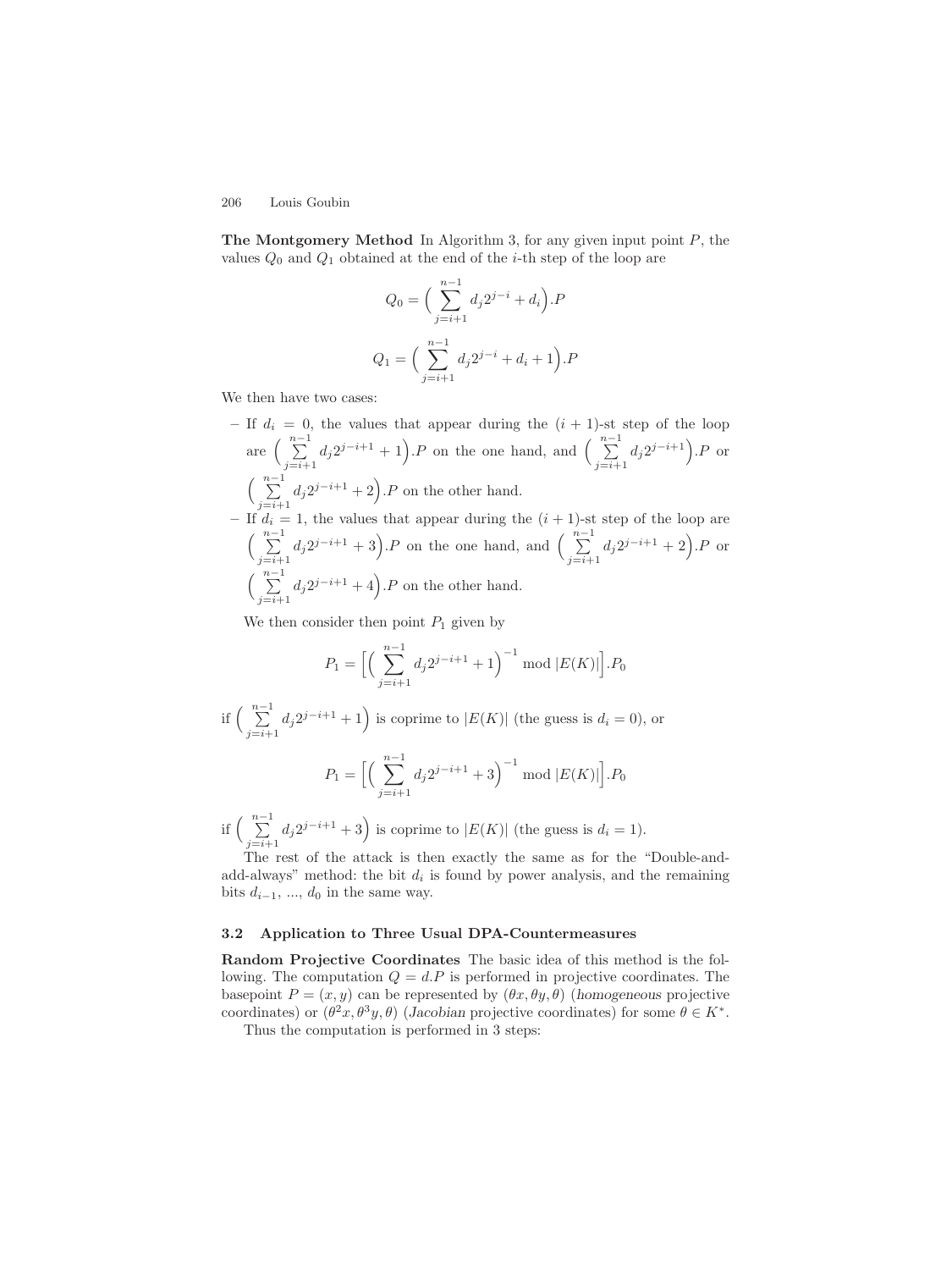**The Montgomery Method** In Algorithm 3, for any given input point $P$, the values $Q_0$ and $Q_1$ obtained at the end of the $i$-th step of the loop are

$$Q_0 = \Big( \sum_{j=i+1}^{n-1} d_j 2^{j-i} + d_i \Big).P$$

$$Q_1 = \Big( \sum_{j=i+1}^{n-1} d_j 2^{j-i} + d_i + 1 \Big).P$$

We then have two cases:

- If $d_i = 0$, the values that appear during the $(i+1)$-st step of the loop are $\Big( \sum_{j=i+1}^{n-1} d_j 2^{j-i+1} + 1 \Big).P$ on the one hand, and $\Big( \sum_{j=i+1}^{n-1} d_j 2^{j-i+1} \Big).P$ or $\Big( \sum_{j=i+1}^{n-1} d_j 2^{j-i+1} + 2 \Big).P$ on the other hand.
- If $d_i = 1$, the values that appear during the $(i+1)$-st step of the loop are $\Big( \sum_{j=i+1}^{n-1} d_j 2^{j-i+1} + 3 \Big).P$ on the one hand, and $\Big( \sum_{j=i+1}^{n-1} d_j 2^{j-i+1} + 2 \Big).P$ or $\Big( \sum_{j=i+1}^{n-1} d_j 2^{j-i+1} + 4 \Big).P$ on the other hand.

We then consider then point $P_1$ given by

$$P_1 = \Big[ \Big( \sum_{j=i+1}^{n-1} d_j 2^{j-i+1} + 1 \Big)^{-1} \bmod |E(K)| \Big].P_0$$

if $\Big( \sum_{j=i+1}^{n-1} d_j 2^{j-i+1} + 1 \Big)$ is coprime to $|E(K)|$ (the guess is $d_i = 0$), or

$$P_1 = \Big[ \Big( \sum_{j=i+1}^{n-1} d_j 2^{j-i+1} + 3 \Big)^{-1} \bmod |E(K)| \Big].P_0$$

if $\Big( \sum_{j=i+1}^{n-1} d_j 2^{j-i+1} + 3 \Big)$ is coprime to $|E(K)|$ (the guess is $d_i = 1$).

The rest of the attack is then exactly the same as for the "Double-and-add-always" method: the bit $d_i$ is found by power analysis, and the remaining bits $d_{i-1}$, ..., $d_0$ in the same way.

### 3.2 Application to Three Usual DPA-Countermeasures

**Random Projective Coordinates** The basic idea of this method is the following. The computation $Q = d.P$ is performed in projective coordinates. The basepoint $P = (x, y)$ can be represented by $(\theta x, \theta y, \theta)$ (*homogeneous* projective coordinates) or $(\theta^2 x, \theta^3 y, \theta)$ (*Jacobian* projective coordinates) for some $\theta \in K^*$.

Thus the computation is performed in 3 steps: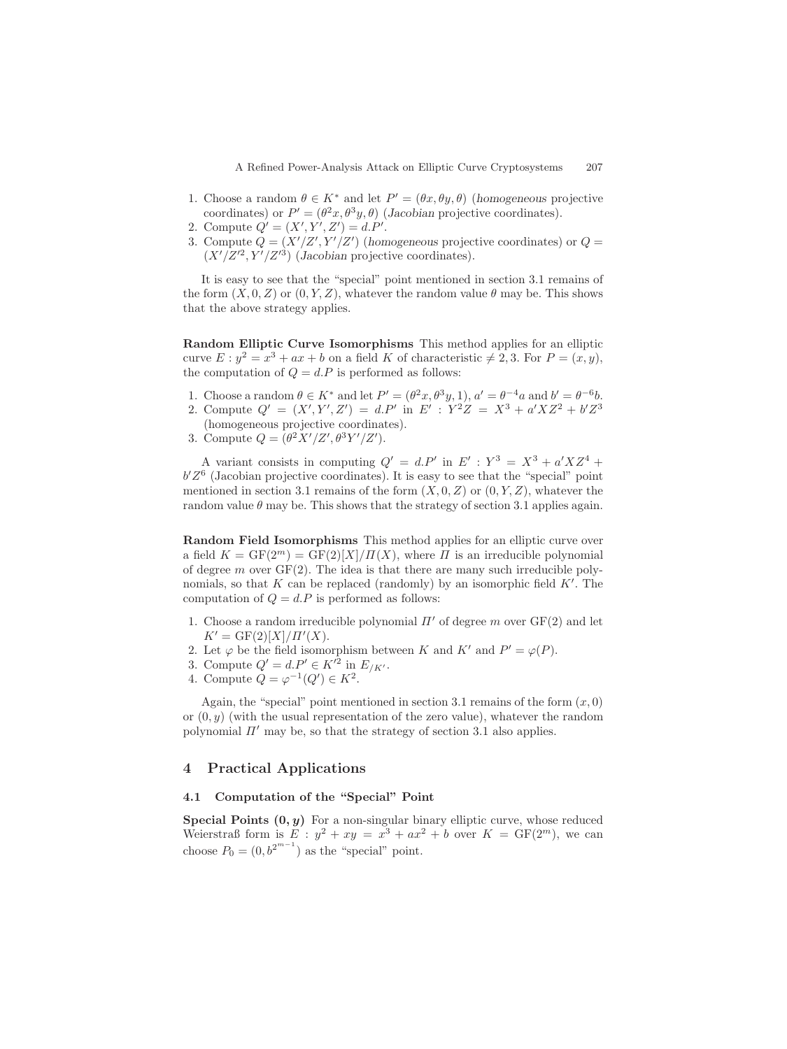1. Choose a random $\theta \in K^*$ and let $P' = (\theta x, \theta y, \theta)$ (*homogeneous* projective coordinates) or $P' = (\theta^2 x, \theta^3 y, \theta)$ (*Jacobian* projective coordinates).
2. Compute $Q' = (X', Y', Z') = d.P'$.
3. Compute $Q = (X'/Z', Y'/Z')$ (*homogeneous* projective coordinates) or $Q = (X'/Z'^2, Y'/Z'^3)$ (*Jacobian* projective coordinates).

It is easy to see that the "special" point mentioned in section 3.1 remains of the form $(X, 0, Z)$ or $(0, Y, Z)$, whatever the random value $\theta$ may be. This shows that the above strategy applies.

**Random Elliptic Curve Isomorphisms** This method applies for an elliptic curve $E : y^2 = x^3 + ax + b$ on a field $K$ of characteristic $\neq 2, 3$. For $P = (x, y)$, the computation of $Q = d.P$ is performed as follows:

1. Choose a random $\theta \in K^*$ and let $P' = (\theta^2 x, \theta^3 y, 1)$, $a' = \theta^{-4} a$ and $b' = \theta^{-6} b$.
2. Compute $Q' = (X', Y', Z') = d.P'$ in $E' : Y^2 Z = X^3 + a' X Z^2 + b' Z^3$ (homogeneous projective coordinates).
3. Compute $Q = (\theta^2 X'/Z', \theta^3 Y'/Z')$.

A variant consists in computing $Q' = d.P'$ in $E' : Y^3 = X^3 + a' X Z^4 + b' Z^6$ (Jacobian projective coordinates). It is easy to see that the "special" point mentioned in section 3.1 remains of the form $(X, 0, Z)$ or $(0, Y, Z)$, whatever the random value $\theta$ may be. This shows that the strategy of section 3.1 applies again.

**Random Field Isomorphisms** This method applies for an elliptic curve over a field $K = \mathrm{GF}(2^m) = \mathrm{GF}(2)[X]/\Pi(X)$, where $\Pi$ is an irreducible polynomial of degree $m$ over $\mathrm{GF}(2)$. The idea is that there are many such irreducible polynomials, so that $K$ can be replaced (randomly) by an isomorphic field $K'$. The computation of $Q = d.P$ is performed as follows:

1. Choose a random irreducible polynomial $\Pi'$ of degree $m$ over $\mathrm{GF}(2)$ and let $K' = \mathrm{GF}(2)[X]/\Pi'(X)$.
2. Let $\varphi$ be the field isomorphism between $K$ and $K'$ and $P' = \varphi(P)$.
3. Compute $Q' = d.P' \in K'^2$ in $E_{/K'}$.
4. Compute $Q = \varphi^{-1}(Q') \in K^2$.

Again, the "special" point mentioned in section 3.1 remains of the form $(x, 0)$ or $(0, y)$ (with the usual representation of the zero value), whatever the random polynomial $\Pi'$ may be, so that the strategy of section 3.1 also applies.

## 4 Practical Applications

### 4.1 Computation of the "Special" Point

**Special Points $(0, y)$** For a non-singular binary elliptic curve, whose reduced Weierstraß form is $E : y^2 + xy = x^3 + ax^2 + b$ over $K = \mathrm{GF}(2^m)$, we can choose $P_0 = (0, b^{2^{m-1}})$ as the "special" point.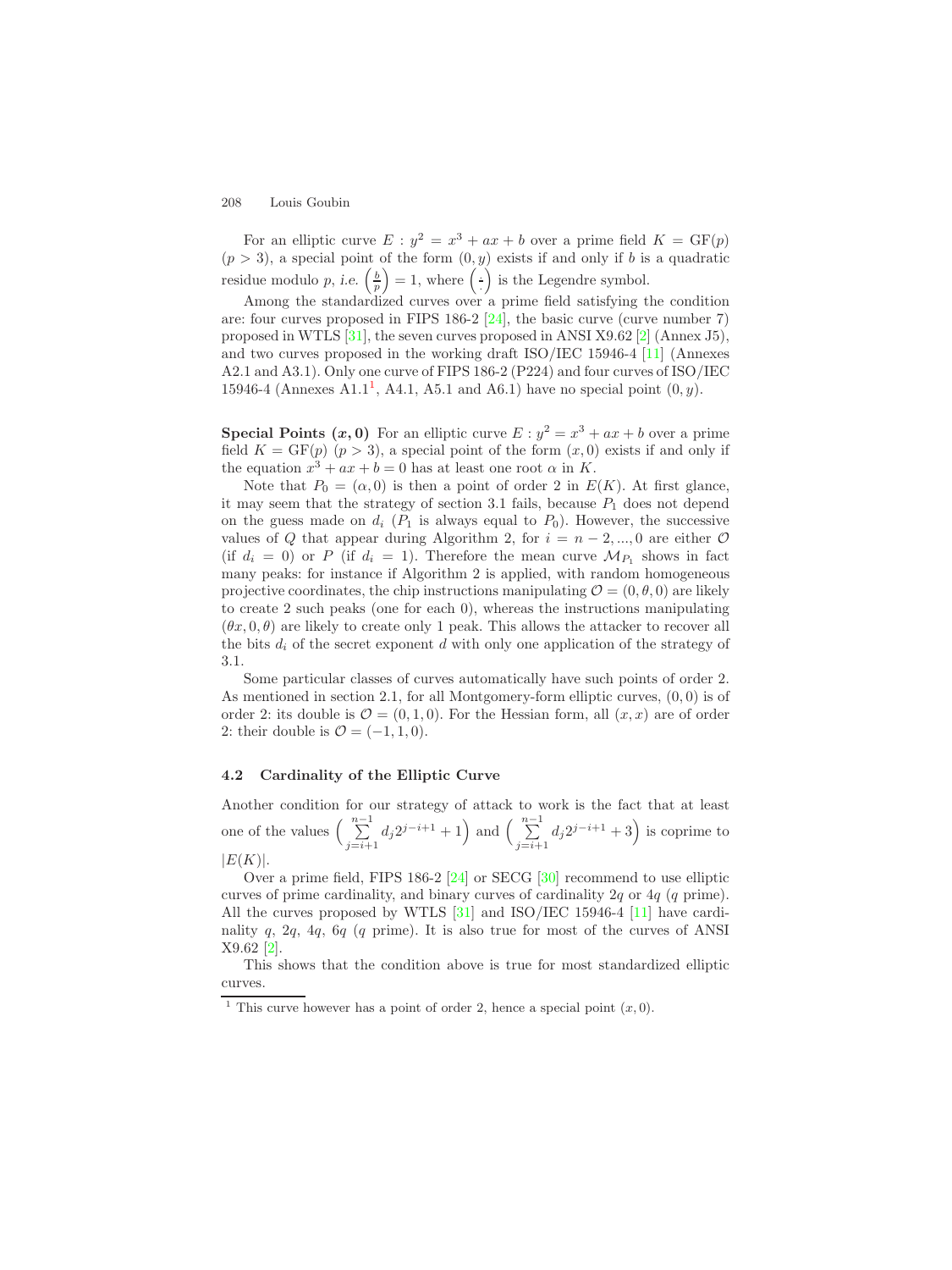For an elliptic curve $E : y^2 = x^3 + ax + b$ over a prime field $K = \mathrm{GF}(p)$ ($p > 3$), a special point of the form $(0, y)$ exists if and only if $b$ is a quadratic residue modulo $p$, *i.e.* $\left(\frac{b}{p}\right) = 1$, where $\left(\frac{\cdot}{\cdot}\right)$ is the Legendre symbol.

Among the standardized curves over a prime field satisfying the condition are: four curves proposed in FIPS 186-2 [24], the basic curve (curve number 7) proposed in WTLS [31], the seven curves proposed in ANSI X9.62 [2] (Annex J5), and two curves proposed in the working draft ISO/IEC 15946-4 [11] (Annexes A2.1 and A3.1). Only one curve of FIPS 186-2 (P224) and four curves of ISO/IEC 15946-4 (Annexes A1.1[1], A4.1, A5.1 and A6.1) have no special point $(0, y)$.

**Special Points $(x, 0)$** For an elliptic curve $E : y^2 = x^3 + ax + b$ over a prime field $K = \mathrm{GF}(p)$ ($p > 3$), a special point of the form $(x, 0)$ exists if and only if the equation $x^3 + ax + b = 0$ has at least one root $\alpha$ in $K$.

Note that $P_0 = (\alpha, 0)$ is then a point of order 2 in $E(K)$. At first glance, it may seem that the strategy of section 3.1 fails, because $P_1$ does not depend on the guess made on $d_i$ ($P_1$ is always equal to $P_0$). However, the successive values of $Q$ that appear during Algorithm 2, for $i = n-2, ..., 0$ are either $\mathcal{O}$ (if $d_i = 0$) or $P$ (if $d_i = 1$). Therefore the mean curve $\mathcal{M}_{P_1}$ shows in fact many peaks: for instance if Algorithm 2 is applied, with random homogeneous projective coordinates, the chip instructions manipulating $\mathcal{O} = (0, \theta, 0)$ are likely to create 2 such peaks (one for each 0), whereas the instructions manipulating $(\theta x, 0, \theta)$ are likely to create only 1 peak. This allows the attacker to recover all the bits $d_i$ of the secret exponent $d$ with only one application of the strategy of 3.1.

Some particular classes of curves automatically have such points of order 2. As mentioned in section 2.1, for all Montgomery-form elliptic curves, $(0, 0)$ is of order 2: its double is $\mathcal{O} = (0, 1, 0)$. For the Hessian form, all $(x, x)$ are of order 2: their double is $\mathcal{O} = (-1, 1, 0)$.

### 4.2 Cardinality of the Elliptic Curve

Another condition for our strategy of attack to work is the fact that at least one of the values $\left(\sum_{j=i+1}^{n-1} d_j 2^{j-i+1} + 1\right)$ and $\left(\sum_{j=i+1}^{n-1} d_j 2^{j-i+1} + 3\right)$ is coprime to $|E(K)|$.

Over a prime field, FIPS 186-2 [24] or SECG [30] recommend to use elliptic curves of prime cardinality, and binary curves of cardinality $2q$ or $4q$ ($q$ prime). All the curves proposed by WTLS [31] and ISO/IEC 15946-4 [11] have cardinality $q$, $2q$, $4q$, $6q$ ($q$ prime). It is also true for most of the curves of ANSI X9.62 [2].

This shows that the condition above is true for most standardized elliptic curves.

[1] This curve however has a point of order 2, hence a special point $(x, 0)$.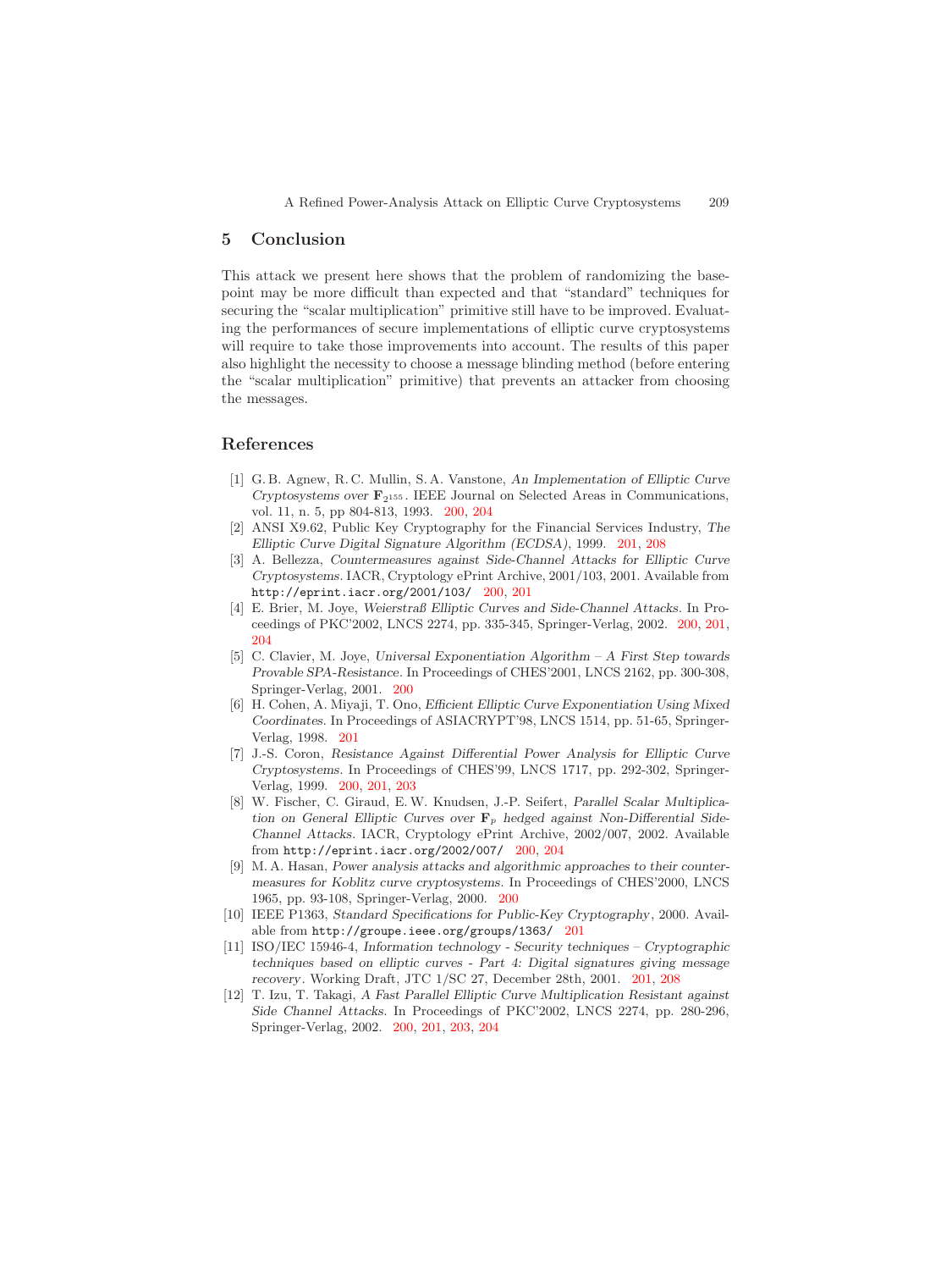## 5 Conclusion

This attack we present here shows that the problem of randomizing the base-point may be more difficult than expected and that "standard" techniques for securing the "scalar multiplication" primitive still have to be improved. Evaluating the performances of secure implementations of elliptic curve cryptosystems will require to take those improvements into account. The results of this paper also highlight the necessity to choose a message blinding method (before entering the "scalar multiplication" primitive) that prevents an attacker from choosing the messages.

## References

[1] G. B. Agnew, R. C. Mullin, S. A. Vanstone, *An Implementation of Elliptic Curve Cryptosystems over* $\mathbf{F}_{2^{155}}$. IEEE Journal on Selected Areas in Communications, vol. 11, n. 5, pp 804-813, 1993. 200, 204

[2] ANSI X9.62, Public Key Cryptography for the Financial Services Industry, *The Elliptic Curve Digital Signature Algorithm (ECDSA)*, 1999. 201, 208

[3] A. Bellezza, *Countermeasures against Side-Channel Attacks for Elliptic Curve Cryptosystems*. IACR, Cryptology ePrint Archive, 2001/103, 2001. Available from http://eprint.iacr.org/2001/103/ 200, 201

[4] E. Brier, M. Joye, *Weierstraß Elliptic Curves and Side-Channel Attacks*. In Proceedings of PKC'2002, LNCS 2274, pp. 335-345, Springer-Verlag, 2002. 200, 201, 204

[5] C. Clavier, M. Joye, *Universal Exponentiation Algorithm – A First Step towards Provable SPA-Resistance*. In Proceedings of CHES'2001, LNCS 2162, pp. 300-308, Springer-Verlag, 2001. 200

[6] H. Cohen, A. Miyaji, T. Ono, *Efficient Elliptic Curve Exponentiation Using Mixed Coordinates*. In Proceedings of ASIACRYPT'98, LNCS 1514, pp. 51-65, Springer-Verlag, 1998. 201

[7] J.-S. Coron, *Resistance Against Differential Power Analysis for Elliptic Curve Cryptosystems*. In Proceedings of CHES'99, LNCS 1717, pp. 292-302, Springer-Verlag, 1999. 200, 201, 203

[8] W. Fischer, C. Giraud, E. W. Knudsen, J.-P. Seifert, *Parallel Scalar Multiplication on General Elliptic Curves over* $\mathbf{F}_p$ *hedged against Non-Differential Side-Channel Attacks*. IACR, Cryptology ePrint Archive, 2002/007, 2002. Available from http://eprint.iacr.org/2002/007/ 200, 204

[9] M. A. Hasan, *Power analysis attacks and algorithmic approaches to their countermeasures for Koblitz curve cryptosystems*. In Proceedings of CHES'2000, LNCS 1965, pp. 93-108, Springer-Verlag, 2000. 200

[10] IEEE P1363, *Standard Specifications for Public-Key Cryptography*, 2000. Available from http://groupe.ieee.org/groups/1363/ 201

[11] ISO/IEC 15946-4, *Information technology - Security techniques – Cryptographic techniques based on elliptic curves - Part 4: Digital signatures giving message recovery*. Working Draft, JTC 1/SC 27, December 28th, 2001. 201, 208

[12] T. Izu, T. Takagi, *A Fast Parallel Elliptic Curve Multiplication Resistant against Side Channel Attacks*. In Proceedings of PKC'2002, LNCS 2274, pp. 280-296, Springer-Verlag, 2002. 200, 201, 203, 204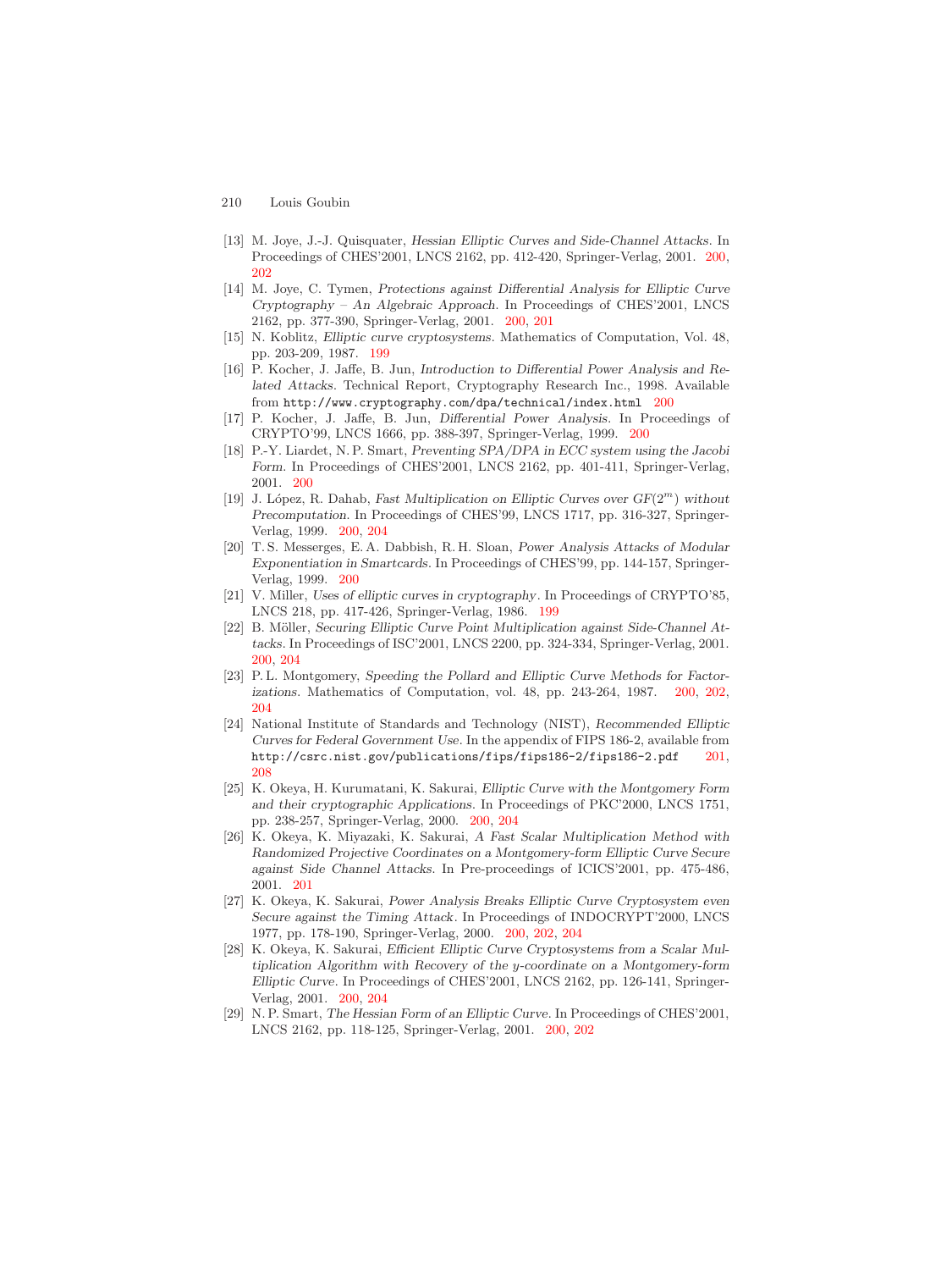[13] M. Joye, J.-J. Quisquater, *Hessian Elliptic Curves and Side-Channel Attacks*. In Proceedings of CHES'2001, LNCS 2162, pp. 412-420, Springer-Verlag, 2001. 200, 202

[14] M. Joye, C. Tymen, *Protections against Differential Analysis for Elliptic Curve Cryptography – An Algebraic Approach*. In Proceedings of CHES'2001, LNCS 2162, pp. 377-390, Springer-Verlag, 2001. 200, 201

[15] N. Koblitz, *Elliptic curve cryptosystems*. Mathematics of Computation, Vol. 48, pp. 203-209, 1987. 199

[16] P. Kocher, J. Jaffe, B. Jun, *Introduction to Differential Power Analysis and Related Attacks*. Technical Report, Cryptography Research Inc., 1998. Available from `http://www.cryptography.com/dpa/technical/index.html` 200

[17] P. Kocher, J. Jaffe, B. Jun, *Differential Power Analysis*. In Proceedings of CRYPTO'99, LNCS 1666, pp. 388-397, Springer-Verlag, 1999. 200

[18] P.-Y. Liardet, N. P. Smart, *Preventing SPA/DPA in ECC system using the Jacobi Form*. In Proceedings of CHES'2001, LNCS 2162, pp. 401-411, Springer-Verlag, 2001. 200

[19] J. López, R. Dahab, *Fast Multiplication on Elliptic Curves over GF($2^m$) without Precomputation*. In Proceedings of CHES'99, LNCS 1717, pp. 316-327, Springer-Verlag, 1999. 200, 204

[20] T. S. Messerges, E. A. Dabbish, R. H. Sloan, *Power Analysis Attacks of Modular Exponentiation in Smartcards*. In Proceedings of CHES'99, pp. 144-157, Springer-Verlag, 1999. 200

[21] V. Miller, *Uses of elliptic curves in cryptography*. In Proceedings of CRYPTO'85, LNCS 218, pp. 417-426, Springer-Verlag, 1986. 199

[22] B. Möller, *Securing Elliptic Curve Point Multiplication against Side-Channel Attacks*. In Proceedings of ISC'2001, LNCS 2200, pp. 324-334, Springer-Verlag, 2001. 200, 204

[23] P. L. Montgomery, *Speeding the Pollard and Elliptic Curve Methods for Factorizations*. Mathematics of Computation, vol. 48, pp. 243-264, 1987. 200, 202, 204

[24] National Institute of Standards and Technology (NIST), *Recommended Elliptic Curves for Federal Government Use*. In the appendix of FIPS 186-2, available from `http://csrc.nist.gov/publications/fips/fips186-2/fips186-2.pdf` 201, 208

[25] K. Okeya, H. Kurumatani, K. Sakurai, *Elliptic Curve with the Montgomery Form and their cryptographic Applications*. In Proceedings of PKC'2000, LNCS 1751, pp. 238-257, Springer-Verlag, 2000. 200, 204

[26] K. Okeya, K. Miyazaki, K. Sakurai, *A Fast Scalar Multiplication Method with Randomized Projective Coordinates on a Montgomery-form Elliptic Curve Secure against Side Channel Attacks*. In Pre-proceedings of ICICS'2001, pp. 475-486, 2001. 201

[27] K. Okeya, K. Sakurai, *Power Analysis Breaks Elliptic Curve Cryptosystem even Secure against the Timing Attack*. In Proceedings of INDOCRYPT'2000, LNCS 1977, pp. 178-190, Springer-Verlag, 2000. 200, 202, 204

[28] K. Okeya, K. Sakurai, *Efficient Elliptic Curve Cryptosystems from a Scalar Multiplication Algorithm with Recovery of the y-coordinate on a Montgomery-form Elliptic Curve*. In Proceedings of CHES'2001, LNCS 2162, pp. 126-141, Springer-Verlag, 2001. 200, 204

[29] N. P. Smart, *The Hessian Form of an Elliptic Curve*. In Proceedings of CHES'2001, LNCS 2162, pp. 118-125, Springer-Verlag, 2001. 200, 202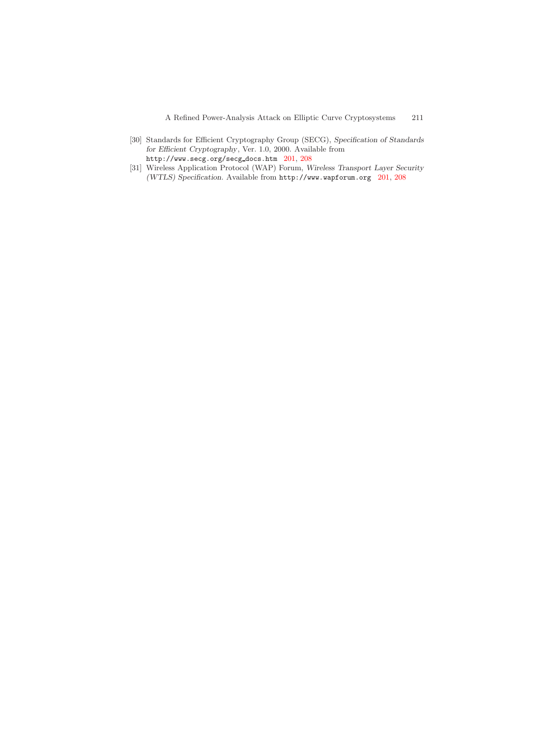[30] Standards for Efficient Cryptography Group (SECG), *Specification of Standards for Efficient Cryptography*, Ver. 1.0, 2000. Available from http://www.secg.org/secg_docs.htm 201, 208

[31] Wireless Application Protocol (WAP) Forum, *Wireless Transport Layer Security (WTLS) Specification*. Available from http://www.wapforum.org 201, 208